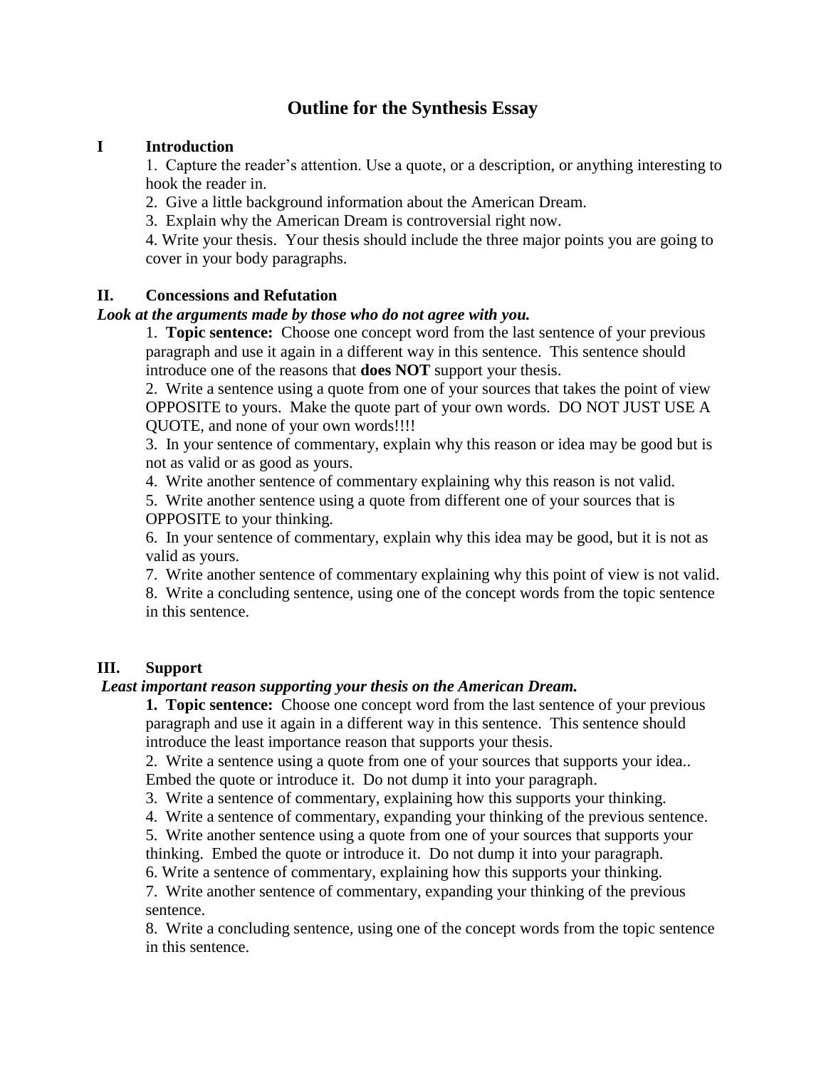# Outline for the Synthesis Essay

## I Introduction

1. Capture the reader's attention. Use a quote, or a description, or anything interesting to hook the reader in.
2. Give a little background information about the American Dream.
3. Explain why the American Dream is controversial right now.
4. Write your thesis. Your thesis should include the three major points you are going to cover in your body paragraphs.

## II. Concessions and Refutation

***Look at the arguments made by those who do not agree with you.***

1. **Topic sentence:** Choose one concept word from the last sentence of your previous paragraph and use it again in a different way in this sentence. This sentence should introduce one of the reasons that **does NOT** support your thesis.
2. Write a sentence using a quote from one of your sources that takes the point of view OPPOSITE to yours. Make the quote part of your own words. DO NOT JUST USE A QUOTE, and none of your own words!!!!
3. In your sentence of commentary, explain why this reason or idea may be good but is not as valid or as good as yours.
4. Write another sentence of commentary explaining why this reason is not valid.
5. Write another sentence using a quote from different one of your sources that is OPPOSITE to your thinking.
6. In your sentence of commentary, explain why this idea may be good, but it is not as valid as yours.
7. Write another sentence of commentary explaining why this point of view is not valid.
8. Write a concluding sentence, using one of the concept words from the topic sentence in this sentence.

## III. Support

***Least important reason supporting your thesis on the American Dream.***

1. **Topic sentence:** Choose one concept word from the last sentence of your previous paragraph and use it again in a different way in this sentence. This sentence should introduce the least importance reason that supports your thesis.
2. Write a sentence using a quote from one of your sources that supports your idea.. Embed the quote or introduce it. Do not dump it into your paragraph.
3. Write a sentence of commentary, explaining how this supports your thinking.
4. Write a sentence of commentary, expanding your thinking of the previous sentence.
5. Write another sentence using a quote from one of your sources that supports your thinking. Embed the quote or introduce it. Do not dump it into your paragraph.
6. Write a sentence of commentary, explaining how this supports your thinking.
7. Write another sentence of commentary, expanding your thinking of the previous sentence.
8. Write a concluding sentence, using one of the concept words from the topic sentence in this sentence.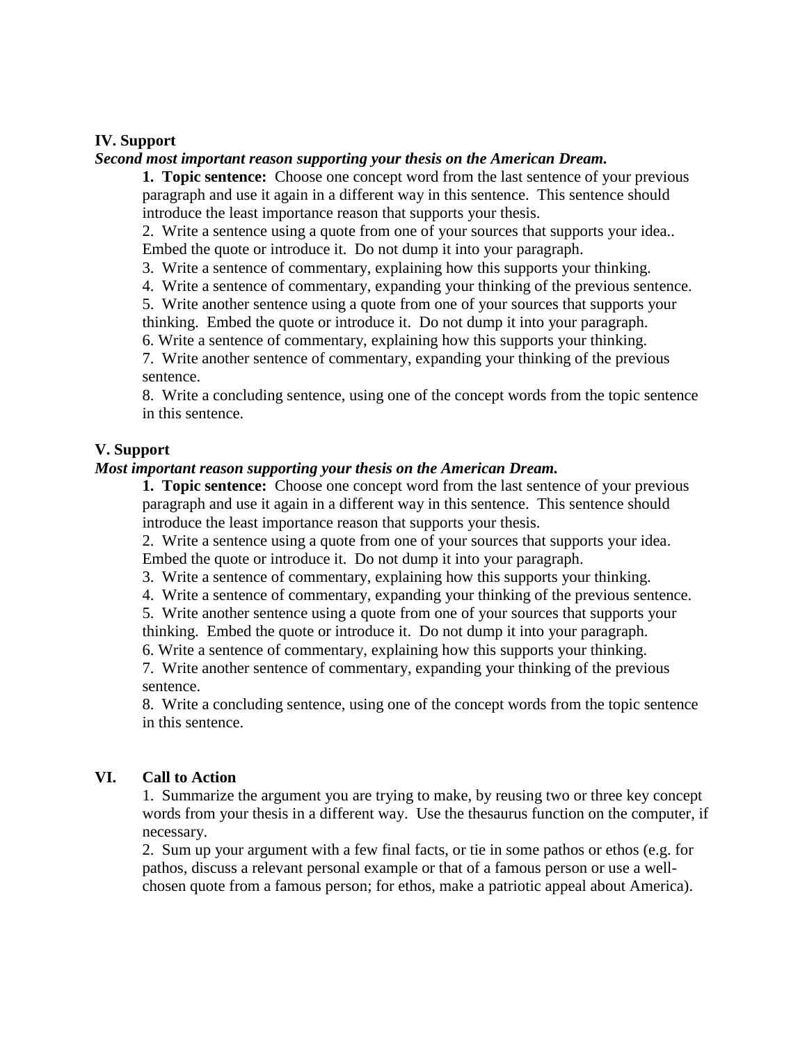**IV. Support**

***Second most important reason supporting your thesis on the American Dream.***

1. **Topic sentence:** Choose one concept word from the last sentence of your previous paragraph and use it again in a different way in this sentence. This sentence should introduce the least importance reason that supports your thesis.
2. Write a sentence using a quote from one of your sources that supports your idea.. Embed the quote or introduce it. Do not dump it into your paragraph.
3. Write a sentence of commentary, explaining how this supports your thinking.
4. Write a sentence of commentary, expanding your thinking of the previous sentence.
5. Write another sentence using a quote from one of your sources that supports your thinking. Embed the quote or introduce it. Do not dump it into your paragraph.
6. Write a sentence of commentary, explaining how this supports your thinking.
7. Write another sentence of commentary, expanding your thinking of the previous sentence.
8. Write a concluding sentence, using one of the concept words from the topic sentence in this sentence.

**V. Support**

***Most important reason supporting your thesis on the American Dream.***

1. **Topic sentence:** Choose one concept word from the last sentence of your previous paragraph and use it again in a different way in this sentence. This sentence should introduce the least importance reason that supports your thesis.
2. Write a sentence using a quote from one of your sources that supports your idea. Embed the quote or introduce it. Do not dump it into your paragraph.
3. Write a sentence of commentary, explaining how this supports your thinking.
4. Write a sentence of commentary, expanding your thinking of the previous sentence.
5. Write another sentence using a quote from one of your sources that supports your thinking. Embed the quote or introduce it. Do not dump it into your paragraph.
6. Write a sentence of commentary, explaining how this supports your thinking.
7. Write another sentence of commentary, expanding your thinking of the previous sentence.
8. Write a concluding sentence, using one of the concept words from the topic sentence in this sentence.

**VI. Call to Action**

1. Summarize the argument you are trying to make, by reusing two or three key concept words from your thesis in a different way. Use the thesaurus function on the computer, if necessary.
2. Sum up your argument with a few final facts, or tie in some pathos or ethos (e.g. for pathos, discuss a relevant personal example or that of a famous person or use a well-chosen quote from a famous person; for ethos, make a patriotic appeal about America).